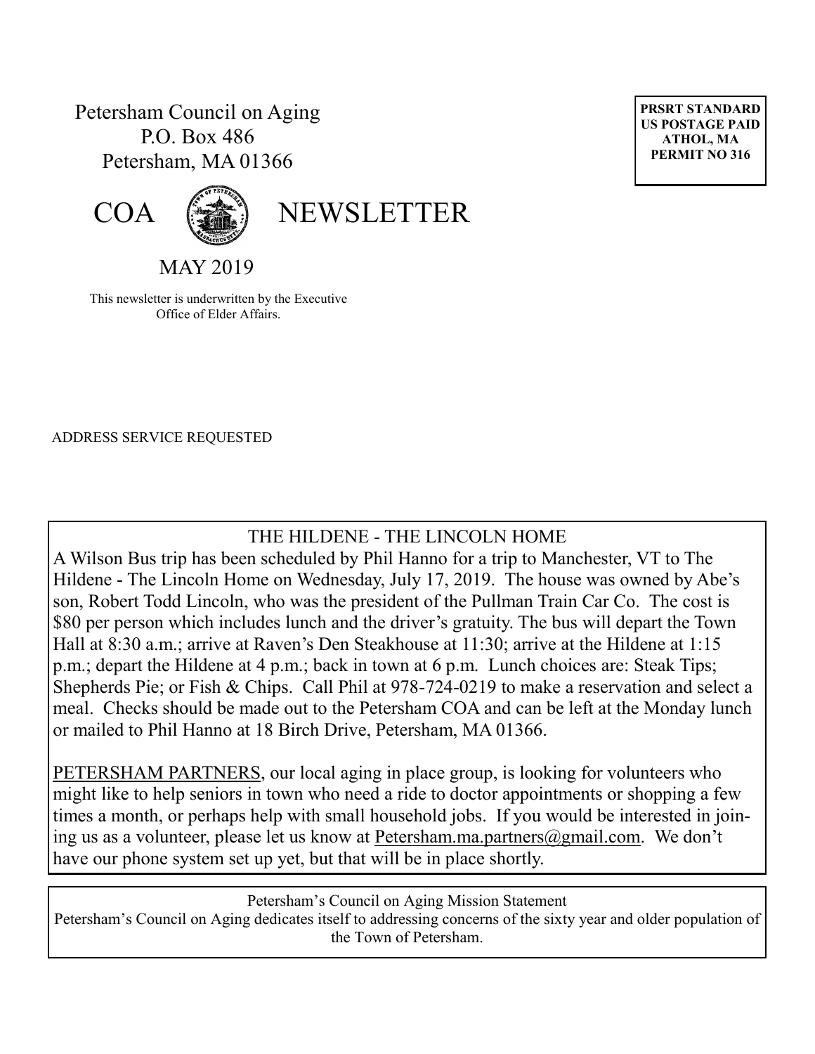Petersham Council on Aging
P.O. Box 486
Petersham, MA 01366

**PRSRT STANDARD**
**US POSTAGE PAID**
**ATHOL, MA**
**PERMIT NO 316**

# COA NEWSLETTER

MAY 2019

This newsletter is underwritten by the Executive Office of Elder Affairs.

ADDRESS SERVICE REQUESTED

## THE HILDENE - THE LINCOLN HOME

A Wilson Bus trip has been scheduled by Phil Hanno for a trip to Manchester, VT to The Hildene - The Lincoln Home on Wednesday, July 17, 2019. The house was owned by Abe's son, Robert Todd Lincoln, who was the president of the Pullman Train Car Co. The cost is $80 per person which includes lunch and the driver's gratuity. The bus will depart the Town Hall at 8:30 a.m.; arrive at Raven's Den Steakhouse at 11:30; arrive at the Hildene at 1:15 p.m.; depart the Hildene at 4 p.m.; back in town at 6 p.m. Lunch choices are: Steak Tips; Shepherds Pie; or Fish & Chips. Call Phil at 978-724-0219 to make a reservation and select a meal. Checks should be made out to the Petersham COA and can be left at the Monday lunch or mailed to Phil Hanno at 18 Birch Drive, Petersham, MA 01366.

PETERSHAM PARTNERS, our local aging in place group, is looking for volunteers who might like to help seniors in town who need a ride to doctor appointments or shopping a few times a month, or perhaps help with small household jobs. If you would be interested in joining us as a volunteer, please let us know at Petersham.ma.partners@gmail.com. We don't have our phone system set up yet, but that will be in place shortly.

Petersham's Council on Aging Mission Statement

Petersham's Council on Aging dedicates itself to addressing concerns of the sixty year and older population of the Town of Petersham.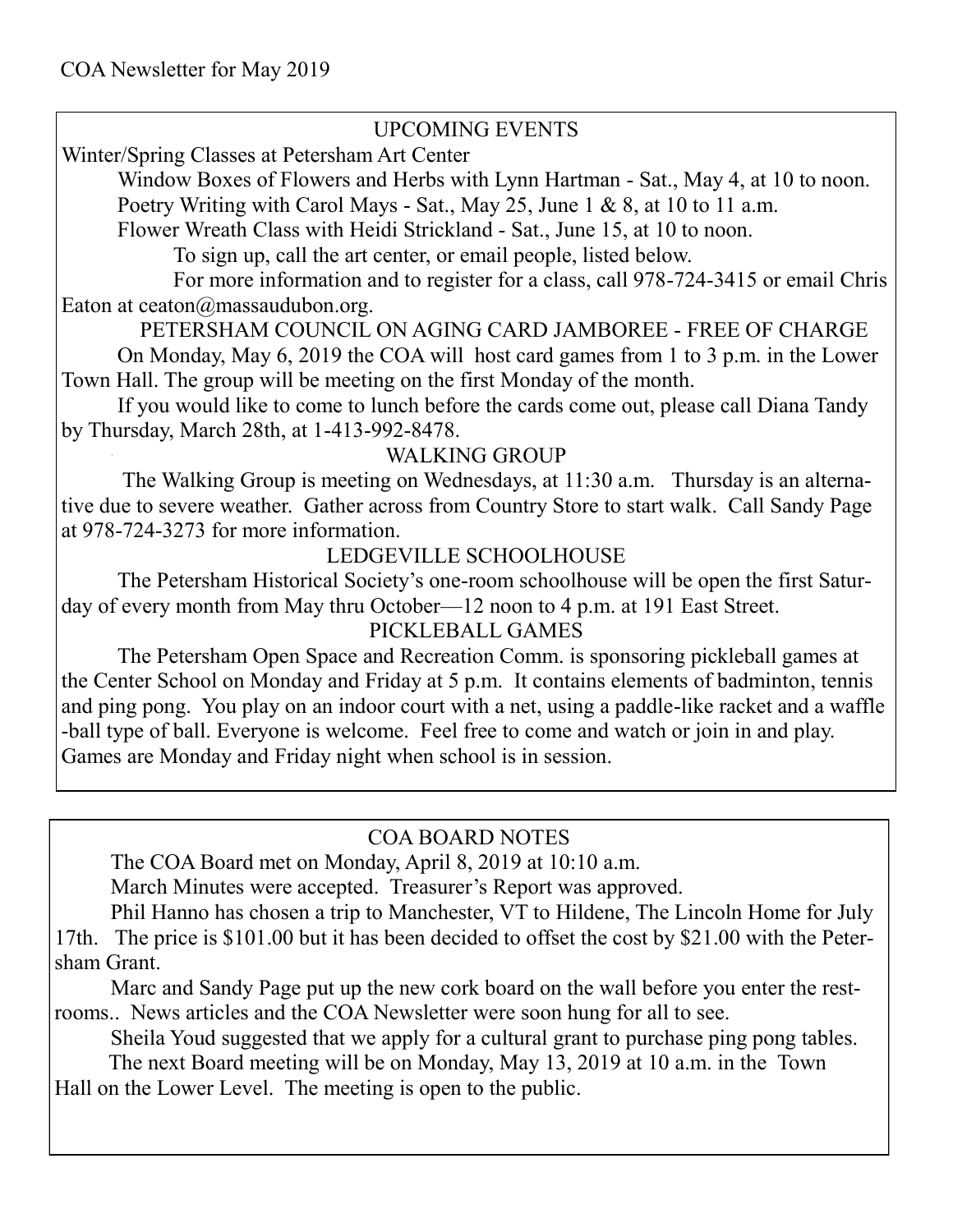COA Newsletter for May 2019

## UPCOMING EVENTS

Winter/Spring Classes at Petersham Art Center

Window Boxes of Flowers and Herbs with Lynn Hartman - Sat., May 4, at 10 to noon.

Poetry Writing with Carol Mays - Sat., May 25, June 1 & 8, at 10 to 11 a.m.

Flower Wreath Class with Heidi Strickland - Sat., June 15, at 10 to noon.

To sign up, call the art center, or email people, listed below.

For more information and to register for a class, call 978-724-3415 or email Chris Eaton at ceaton@massaudubon.org.

### PETERSHAM COUNCIL ON AGING CARD JAMBOREE - FREE OF CHARGE

On Monday, May 6, 2019 the COA will host card games from 1 to 3 p.m. in the Lower Town Hall. The group will be meeting on the first Monday of the month.

If you would like to come to lunch before the cards come out, please call Diana Tandy by Thursday, March 28th, at 1-413-992-8478.

### WALKING GROUP

The Walking Group is meeting on Wednesdays, at 11:30 a.m. Thursday is an alternative due to severe weather. Gather across from Country Store to start walk. Call Sandy Page at 978-724-3273 for more information.

### LEDGEVILLE SCHOOLHOUSE

The Petersham Historical Society's one-room schoolhouse will be open the first Saturday of every month from May thru October—12 noon to 4 p.m. at 191 East Street.

### PICKLEBALL GAMES

The Petersham Open Space and Recreation Comm. is sponsoring pickleball games at the Center School on Monday and Friday at 5 p.m. It contains elements of badminton, tennis and ping pong. You play on an indoor court with a net, using a paddle-like racket and a waffle-ball type of ball. Everyone is welcome. Feel free to come and watch or join in and play. Games are Monday and Friday night when school is in session.

## COA BOARD NOTES

The COA Board met on Monday, April 8, 2019 at 10:10 a.m.

March Minutes were accepted. Treasurer's Report was approved.

Phil Hanno has chosen a trip to Manchester, VT to Hildene, The Lincoln Home for July 17th. The price is $101.00 but it has been decided to offset the cost by $21.00 with the Petersham Grant.

Marc and Sandy Page put up the new cork board on the wall before you enter the restrooms.. News articles and the COA Newsletter were soon hung for all to see.

Sheila Youd suggested that we apply for a cultural grant to purchase ping pong tables.

The next Board meeting will be on Monday, May 13, 2019 at 10 a.m. in the Town Hall on the Lower Level. The meeting is open to the public.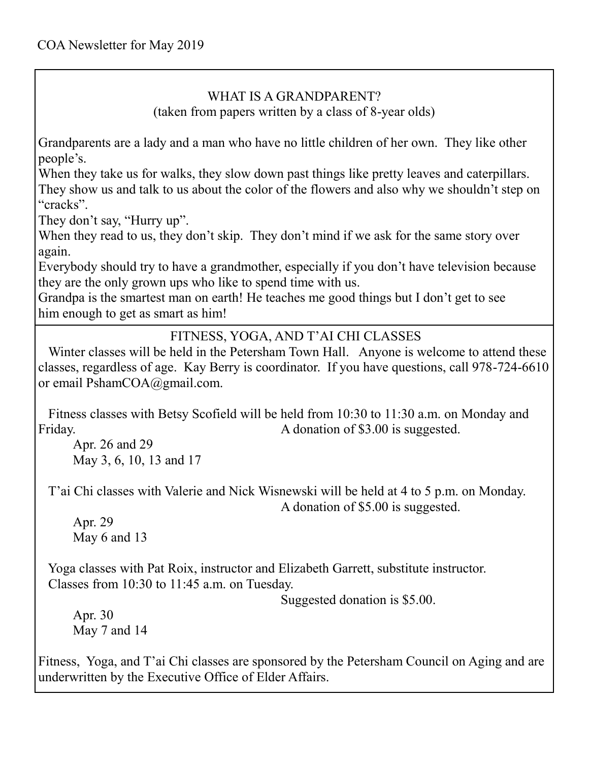COA Newsletter for May 2019

## WHAT IS A GRANDPARENT?

(taken from papers written by a class of 8-year olds)

Grandparents are a lady and a man who have no little children of her own. They like other people's.

When they take us for walks, they slow down past things like pretty leaves and caterpillars. They show us and talk to us about the color of the flowers and also why we shouldn't step on "cracks".

They don't say, "Hurry up".

When they read to us, they don't skip. They don't mind if we ask for the same story over again.

Everybody should try to have a grandmother, especially if you don't have television because they are the only grown ups who like to spend time with us.

Grandpa is the smartest man on earth! He teaches me good things but I don't get to see him enough to get as smart as him!

## FITNESS, YOGA, AND T'AI CHI CLASSES

Winter classes will be held in the Petersham Town Hall. Anyone is welcome to attend these classes, regardless of age. Kay Berry is coordinator. If you have questions, call 978-724-6610 or email PshamCOA@gmail.com.

Fitness classes with Betsy Scofield will be held from 10:30 to 11:30 a.m. on Monday and Friday. A donation of $3.00 is suggested.

Apr. 26 and 29
May 3, 6, 10, 13 and 17

T'ai Chi classes with Valerie and Nick Wisnewski will be held at 4 to 5 p.m. on Monday. A donation of $5.00 is suggested.

Apr. 29
May 6 and 13

Yoga classes with Pat Roix, instructor and Elizabeth Garrett, substitute instructor. Classes from 10:30 to 11:45 a.m. on Tuesday.

Suggested donation is $5.00.

Apr. 30
May 7 and 14

Fitness, Yoga, and T'ai Chi classes are sponsored by the Petersham Council on Aging and are underwritten by the Executive Office of Elder Affairs.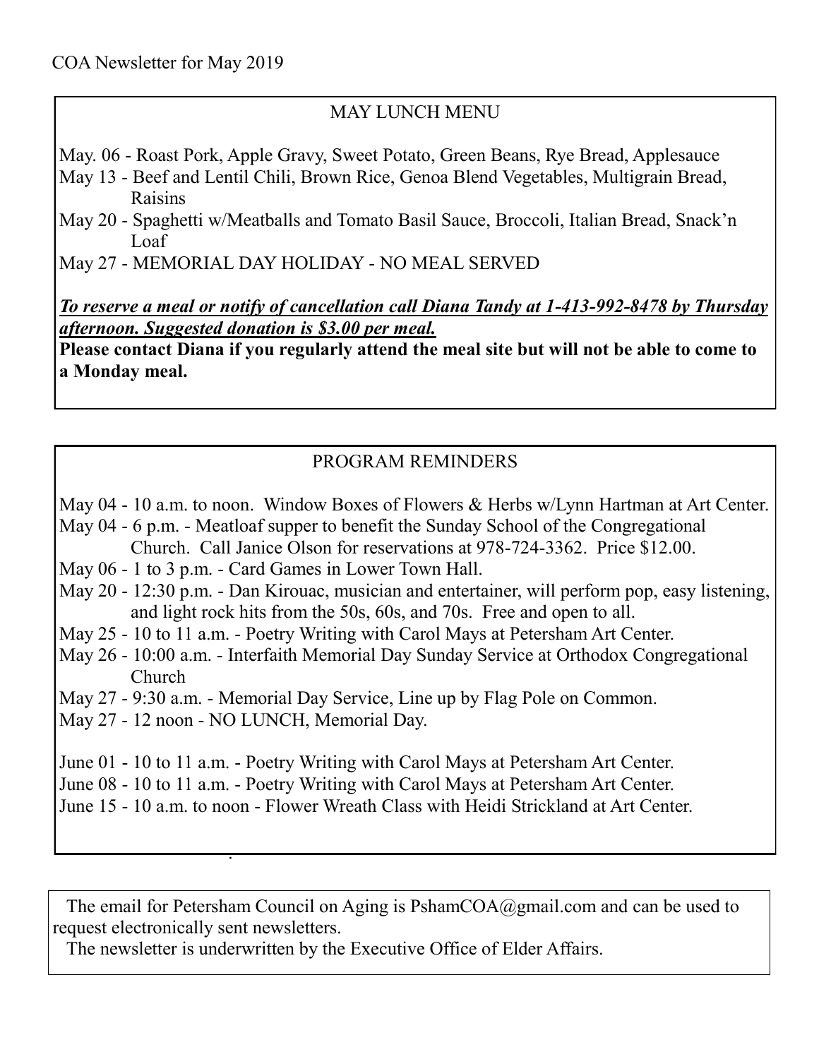COA Newsletter for May 2019

## MAY LUNCH MENU

May. 06 - Roast Pork, Apple Gravy, Sweet Potato, Green Beans, Rye Bread, Applesauce
May 13 - Beef and Lentil Chili, Brown Rice, Genoa Blend Vegetables, Multigrain Bread, Raisins
May 20 - Spaghetti w/Meatballs and Tomato Basil Sauce, Broccoli, Italian Bread, Snack'n Loaf
May 27 - MEMORIAL DAY HOLIDAY - NO MEAL SERVED

***To reserve a meal or notify of cancellation call Diana Tandy at 1-413-992-8478 by Thursday afternoon. Suggested donation is $3.00 per meal.***

**Please contact Diana if you regularly attend the meal site but will not be able to come to a Monday meal.**

## PROGRAM REMINDERS

May 04 - 10 a.m. to noon. Window Boxes of Flowers & Herbs w/Lynn Hartman at Art Center.
May 04 - 6 p.m. - Meatloaf supper to benefit the Sunday School of the Congregational Church. Call Janice Olson for reservations at 978-724-3362. Price $12.00.
May 06 - 1 to 3 p.m. - Card Games in Lower Town Hall.
May 20 - 12:30 p.m. - Dan Kirouac, musician and entertainer, will perform pop, easy listening, and light rock hits from the 50s, 60s, and 70s. Free and open to all.
May 25 - 10 to 11 a.m. - Poetry Writing with Carol Mays at Petersham Art Center.
May 26 - 10:00 a.m. - Interfaith Memorial Day Sunday Service at Orthodox Congregational Church
May 27 - 9:30 a.m. - Memorial Day Service, Line up by Flag Pole on Common.
May 27 - 12 noon - NO LUNCH, Memorial Day.

June 01 - 10 to 11 a.m. - Poetry Writing with Carol Mays at Petersham Art Center.
June 08 - 10 to 11 a.m. - Poetry Writing with Carol Mays at Petersham Art Center.
June 15 - 10 a.m. to noon - Flower Wreath Class with Heidi Strickland at Art Center.

The email for Petersham Council on Aging is PshamCOA@gmail.com and can be used to request electronically sent newsletters.

The newsletter is underwritten by the Executive Office of Elder Affairs.